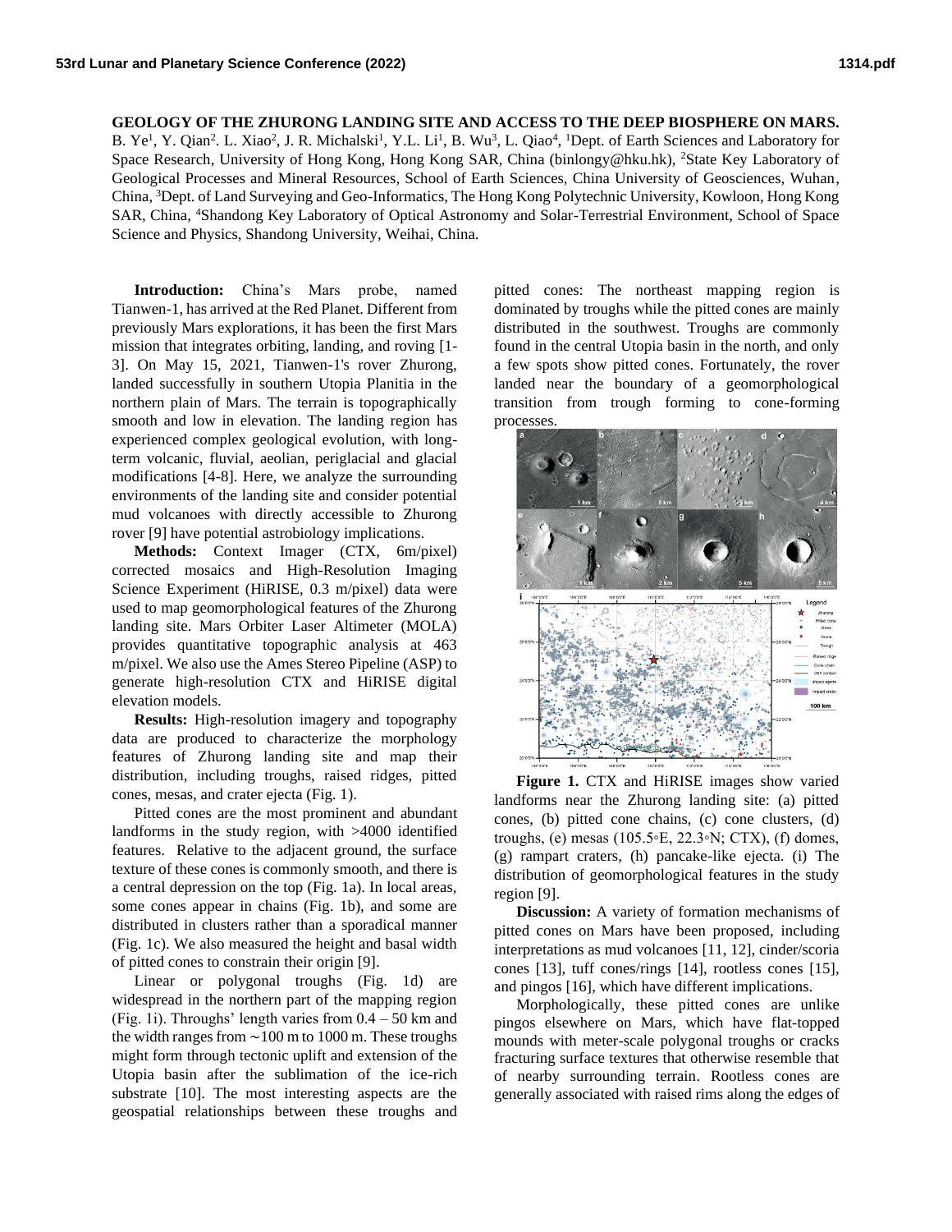# GEOLOGY OF THE ZHURONG LANDING SITE AND ACCESS TO THE DEEP BIOSPHERE ON MARS.

B. Ye[1], Y. Qian[2]. L. Xiao[2], J. R. Michalski[1], Y.L. Li[1], B. Wu[3], L. Qiao[4], [1]Dept. of Earth Sciences and Laboratory for Space Research, University of Hong Kong, Hong Kong SAR, China (binlongy@hku.hk), [2]State Key Laboratory of Geological Processes and Mineral Resources, School of Earth Sciences, China University of Geosciences, Wuhan, China, [3]Dept. of Land Surveying and Geo-Informatics, The Hong Kong Polytechnic University, Kowloon, Hong Kong SAR, China, [4]Shandong Key Laboratory of Optical Astronomy and Solar-Terrestrial Environment, School of Space Science and Physics, Shandong University, Weihai, China.

**Introduction:** China's Mars probe, named Tianwen-1, has arrived at the Red Planet. Different from previously Mars explorations, it has been the first Mars mission that integrates orbiting, landing, and roving [1-3]. On May 15, 2021, Tianwen-1's rover Zhurong, landed successfully in southern Utopia Planitia in the northern plain of Mars. The terrain is topographically smooth and low in elevation. The landing region has experienced complex geological evolution, with long-term volcanic, fluvial, aeolian, periglacial and glacial modifications [4-8]. Here, we analyze the surrounding environments of the landing site and consider potential mud volcanoes with directly accessible to Zhurong rover [9] have potential astrobiology implications.

**Methods:** Context Imager (CTX, 6m/pixel) corrected mosaics and High-Resolution Imaging Science Experiment (HiRISE, 0.3 m/pixel) data were used to map geomorphological features of the Zhurong landing site. Mars Orbiter Laser Altimeter (MOLA) provides quantitative topographic analysis at 463 m/pixel. We also use the Ames Stereo Pipeline (ASP) to generate high-resolution CTX and HiRISE digital elevation models.

**Results:** High-resolution imagery and topography data are produced to characterize the morphology features of Zhurong landing site and map their distribution, including troughs, raised ridges, pitted cones, mesas, and crater ejecta (Fig. 1).

Pitted cones are the most prominent and abundant landforms in the study region, with >4000 identified features. Relative to the adjacent ground, the surface texture of these cones is commonly smooth, and there is a central depression on the top (Fig. 1a). In local areas, some cones appear in chains (Fig. 1b), and some are distributed in clusters rather than a sporadical manner (Fig. 1c). We also measured the height and basal width of pitted cones to constrain their origin [9].

Linear or polygonal troughs (Fig. 1d) are widespread in the northern part of the mapping region (Fig. 1i). Throughs' length varies from 0.4 – 50 km and the width ranges from ~100 m to 1000 m. These troughs might form through tectonic uplift and extension of the Utopia basin after the sublimation of the ice-rich substrate [10]. The most interesting aspects are the geospatial relationships between these troughs and pitted cones: The northeast mapping region is dominated by troughs while the pitted cones are mainly distributed in the southwest. Troughs are commonly found in the central Utopia basin in the north, and only a few spots show pitted cones. Fortunately, the rover landed near the boundary of a geomorphological transition from trough forming to cone-forming processes.

**Figure 1.** CTX and HiRISE images show varied landforms near the Zhurong landing site: (a) pitted cones, (b) pitted cone chains, (c) cone clusters, (d) troughs, (e) mesas (105.5°E, 22.3°N; CTX), (f) domes, (g) rampart craters, (h) pancake-like ejecta. (i) The distribution of geomorphological features in the study region [9].

**Discussion:** A variety of formation mechanisms of pitted cones on Mars have been proposed, including interpretations as mud volcanoes [11, 12], cinder/scoria cones [13], tuff cones/rings [14], rootless cones [15], and pingos [16], which have different implications.

Morphologically, these pitted cones are unlike pingos elsewhere on Mars, which have flat-topped mounds with meter-scale polygonal troughs or cracks fracturing surface textures that otherwise resemble that of nearby surrounding terrain. Rootless cones are generally associated with raised rims along the edges of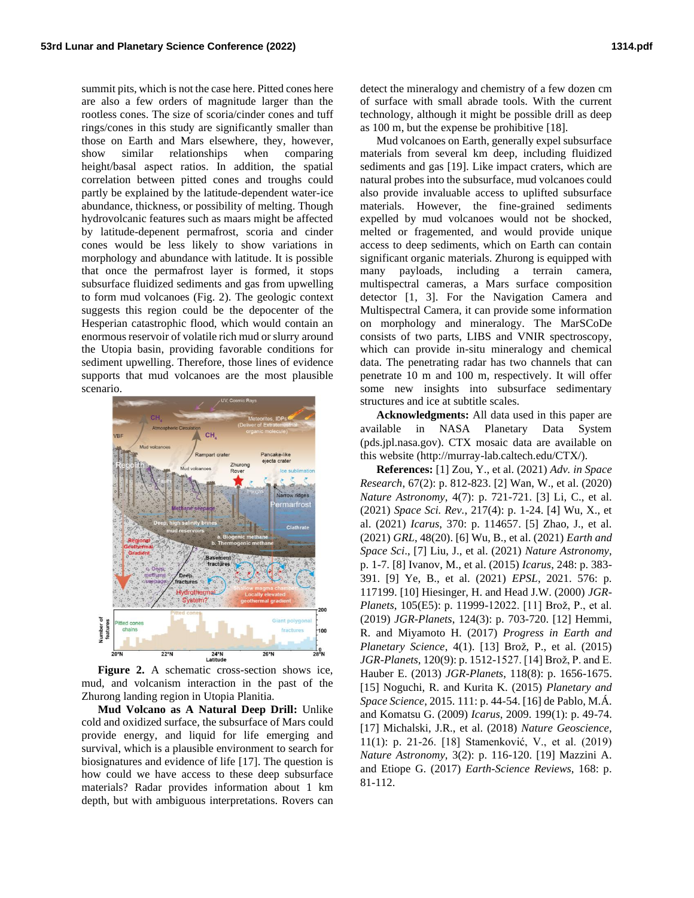summit pits, which is not the case here. Pitted cones here are also a few orders of magnitude larger than the rootless cones. The size of scoria/cinder cones and tuff rings/cones in this study are significantly smaller than those on Earth and Mars elsewhere, they, however, show similar relationships when comparing height/basal aspect ratios. In addition, the spatial correlation between pitted cones and troughs could partly be explained by the latitude-dependent water-ice abundance, thickness, or possibility of melting. Though hydrovolcanic features such as maars might be affected by latitude-depenent permafrost, scoria and cinder cones would be less likely to show variations in morphology and abundance with latitude. It is possible that once the permafrost layer is formed, it stops subsurface fluidized sediments and gas from upwelling to form mud volcanoes (Fig. 2). The geologic context suggests this region could be the depocenter of the Hesperian catastrophic flood, which would contain an enormous reservoir of volatile rich mud or slurry around the Utopia basin, providing favorable conditions for sediment upwelling. Therefore, those lines of evidence supports that mud volcanoes are the most plausible scenario.

UV, Cosmic Rays
$CH_4$
Meteorites, IDPs (Deliver of Extraterrestrial organic molecule)
Atmospheric Circulation
$CH_4$
VBF
Mud volcanoes
Rampart crater
Pancake-like ejecta crater
Regolith
Mud volcanoes
Zhurong Rover
Ice sublimation
Faults
Troughs
Narrow ridges
Permafrost
Methane seepage
Deep, high salinity brines mud reservoirs
Clathrate
a. Biogenic methane
b. Thermogenic methane
Regional Geothermal Gradient
Basement fractures
Deep methane seepage
Deep fractures
Hydrothermal System?
Shallow magma chamber Locally elevated geothermal gradient
Number of features
Pitted cones chains
Pitted cones
Giant polygonal fractures
200
100
0
20°N
22°N
24°N
26°N
28°N
Latitude

**Figure 2.** A schematic cross-section shows ice, mud, and volcanism interaction in the past of the Zhurong landing region in Utopia Planitia.

**Mud Volcano as A Natural Deep Drill:** Unlike cold and oxidized surface, the subsurface of Mars could provide energy, and liquid for life emerging and survival, which is a plausible environment to search for biosignatures and evidence of life [17]. The question is how could we have access to these deep subsurface materials? Radar provides information about 1 km depth, but with ambiguous interpretations. Rovers can detect the mineralogy and chemistry of a few dozen cm of surface with small abrade tools. With the current technology, although it might be possible drill as deep as 100 m, but the expense be prohibitive [18].

Mud volcanoes on Earth, generally expel subsurface materials from several km deep, including fluidized sediments and gas [19]. Like impact craters, which are natural probes into the subsurface, mud volcanoes could also provide invaluable access to uplifted subsurface materials. However, the fine-grained sediments expelled by mud volcanoes would not be shocked, melted or fragemented, and would provide unique access to deep sediments, which on Earth can contain significant organic materials. Zhurong is equipped with many payloads, including a terrain camera, multispectral cameras, a Mars surface composition detector [1, 3]. For the Navigation Camera and Multispectral Camera, it can provide some information on morphology and mineralogy. The MarSCoDe consists of two parts, LIBS and VNIR spectroscopy, which can provide in-situ mineralogy and chemical data. The penetrating radar has two channels that can penetrate 10 m and 100 m, respectively. It will offer some new insights into subsurface sedimentary structures and ice at subtitle scales.

**Acknowledgments:** All data used in this paper are available in NASA Planetary Data System (pds.jpl.nasa.gov). CTX mosaic data are available on this website (http://murray-lab.caltech.edu/CTX/).

**References:** [1] Zou, Y., et al. (2021) *Adv. in Space Research*, 67(2): p. 812-823. [2] Wan, W., et al. (2020) *Nature Astronomy*, 4(7): p. 721-721. [3] Li, C., et al. (2021) *Space Sci. Rev.*, 217(4): p. 1-24. [4] Wu, X., et al. (2021) *Icarus*, 370: p. 114657. [5] Zhao, J., et al. (2021) *GRL*, 48(20). [6] Wu, B., et al. (2021) *Earth and Space Sci*., [7] Liu, J., et al. (2021) *Nature Astronomy*, p. 1-7. [8] Ivanov, M., et al. (2015) *Icarus*, 248: p. 383-391. [9] Ye, B., et al. (2021) *EPSL*, 2021. 576: p. 117199. [10] Hiesinger, H. and Head J.W. (2000) *JGR-Planets*, 105(E5): p. 11999-12022. [11] Brož, P., et al. (2019) *JGR-Planets*, 124(3): p. 703-720. [12] Hemmi, R. and Miyamoto H. (2017) *Progress in Earth and Planetary Science*, 4(1). [13] Brož, P., et al. (2015) *JGR-Planets*, 120(9): p. 1512-1527. [14] Brož, P. and E. Hauber E. (2013) *JGR-Planets*, 118(8): p. 1656-1675. [15] Noguchi, R. and Kurita K. (2015) *Planetary and Space Science*, 2015. 111: p. 44-54. [16] de Pablo, M.Á. and Komatsu G. (2009) *Icarus*, 2009. 199(1): p. 49-74. [17] Michalski, J.R., et al. (2018) *Nature Geoscience*, 11(1): p. 21-26. [18] Stamenković, V., et al. (2019) *Nature Astronomy*, 3(2): p. 116-120. [19] Mazzini A. and Etiope G. (2017) *Earth-Science Reviews*, 168: p. 81-112.